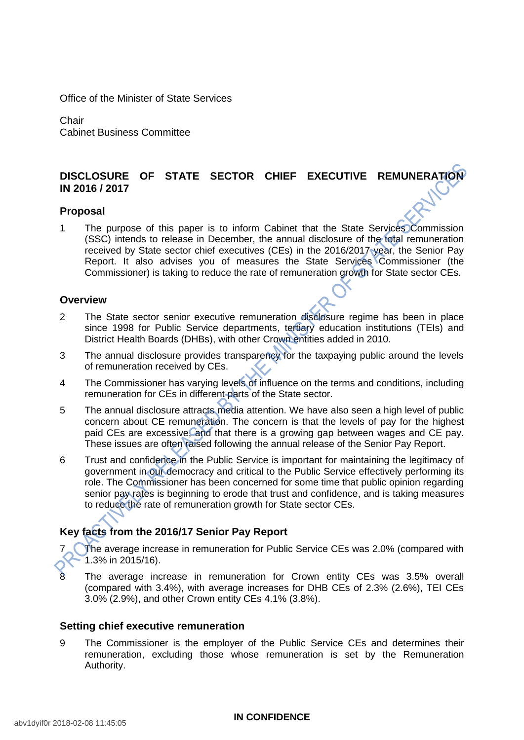Office of the Minister of State Services

Chair
Cabinet Business Committee

## DISCLOSURE OF STATE SECTOR CHIEF EXECUTIVE REMUNERATION IN 2016 / 2017

### Proposal

1 The purpose of this paper is to inform Cabinet that the State Services Commission (SSC) intends to release in December, the annual disclosure of the total remuneration received by State sector chief executives (CEs) in the 2016/2017 year, the Senior Pay Report. It also advises you of measures the State Services Commissioner (the Commissioner) is taking to reduce the rate of remuneration growth for State sector CEs.

### Overview

2 The State sector senior executive remuneration disclosure regime has been in place since 1998 for Public Service departments, tertiary education institutions (TEIs) and District Health Boards (DHBs), with other Crown entities added in 2010.

3 The annual disclosure provides transparency for the taxpaying public around the levels of remuneration received by CEs.

4 The Commissioner has varying levels of influence on the terms and conditions, including remuneration for CEs in different parts of the State sector.

5 The annual disclosure attracts media attention. We have also seen a high level of public concern about CE remuneration. The concern is that the levels of pay for the highest paid CEs are excessive, and that there is a growing gap between wages and CE pay. These issues are often raised following the annual release of the Senior Pay Report.

6 Trust and confidence in the Public Service is important for maintaining the legitimacy of government in our democracy and critical to the Public Service effectively performing its role. The Commissioner has been concerned for some time that public opinion regarding senior pay rates is beginning to erode that trust and confidence, and is taking measures to reduce the rate of remuneration growth for State sector CEs.

### Key facts from the 2016/17 Senior Pay Report

7 The average increase in remuneration for Public Service CEs was 2.0% (compared with 1.3% in 2015/16).

8 The average increase in remuneration for Crown entity CEs was 3.5% overall (compared with 3.4%), with average increases for DHB CEs of 2.3% (2.6%), TEI CEs 3.0% (2.9%), and other Crown entity CEs 4.1% (3.8%).

### Setting chief executive remuneration

9 The Commissioner is the employer of the Public Service CEs and determines their remuneration, excluding those whose remuneration is set by the Remuneration Authority.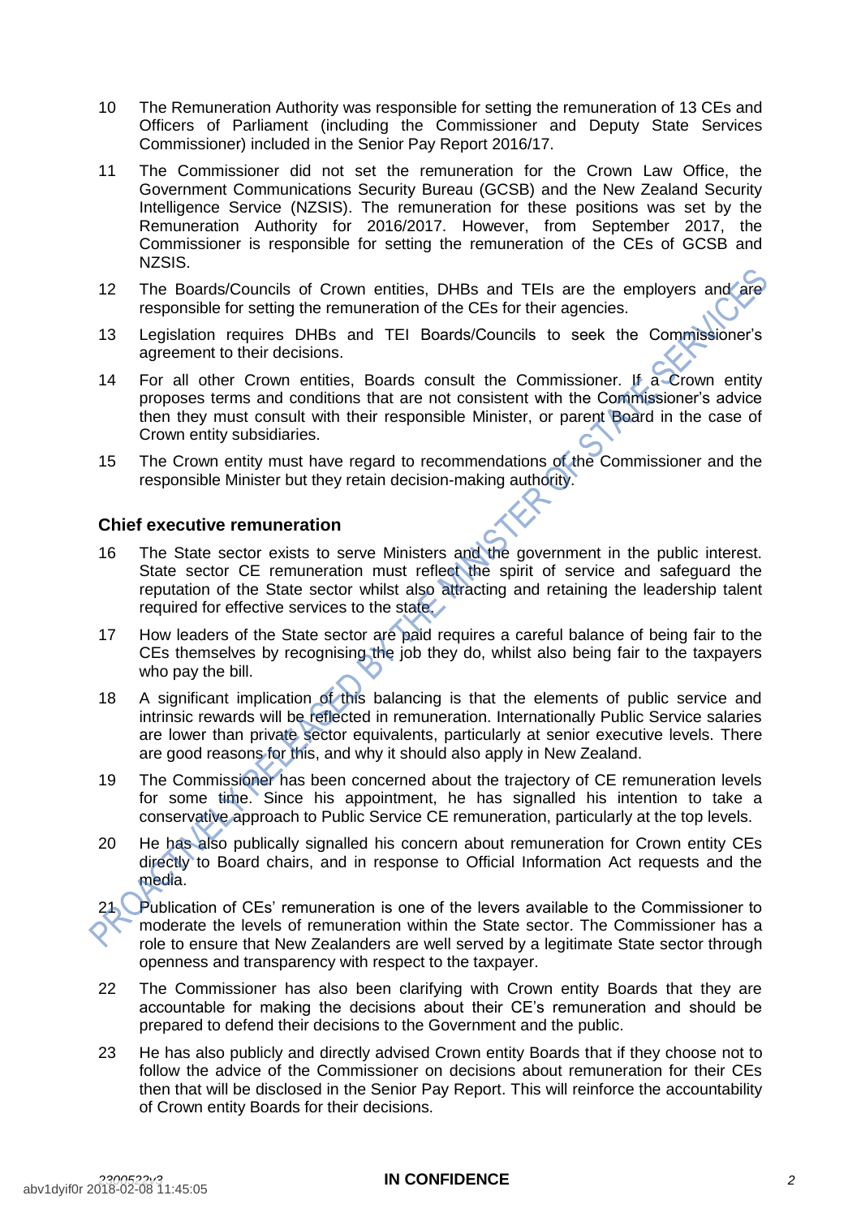10 The Remuneration Authority was responsible for setting the remuneration of 13 CEs and Officers of Parliament (including the Commissioner and Deputy State Services Commissioner) included in the Senior Pay Report 2016/17.

11 The Commissioner did not set the remuneration for the Crown Law Office, the Government Communications Security Bureau (GCSB) and the New Zealand Security Intelligence Service (NZSIS). The remuneration for these positions was set by the Remuneration Authority for 2016/2017. However, from September 2017, the Commissioner is responsible for setting the remuneration of the CEs of GCSB and NZSIS.

12 The Boards/Councils of Crown entities, DHBs and TEIs are the employers and are responsible for setting the remuneration of the CEs for their agencies.

13 Legislation requires DHBs and TEI Boards/Councils to seek the Commissioner's agreement to their decisions.

14 For all other Crown entities, Boards consult the Commissioner. If a Crown entity proposes terms and conditions that are not consistent with the Commissioner's advice then they must consult with their responsible Minister, or parent Board in the case of Crown entity subsidiaries.

15 The Crown entity must have regard to recommendations of the Commissioner and the responsible Minister but they retain decision-making authority.

## Chief executive remuneration

16 The State sector exists to serve Ministers and the government in the public interest. State sector CE remuneration must reflect the spirit of service and safeguard the reputation of the State sector whilst also attracting and retaining the leadership talent required for effective services to the state.

17 How leaders of the State sector are paid requires a careful balance of being fair to the CEs themselves by recognising the job they do, whilst also being fair to the taxpayers who pay the bill.

18 A significant implication of this balancing is that the elements of public service and intrinsic rewards will be reflected in remuneration. Internationally Public Service salaries are lower than private sector equivalents, particularly at senior executive levels. There are good reasons for this, and why it should also apply in New Zealand.

19 The Commissioner has been concerned about the trajectory of CE remuneration levels for some time. Since his appointment, he has signalled his intention to take a conservative approach to Public Service CE remuneration, particularly at the top levels.

20 He has also publically signalled his concern about remuneration for Crown entity CEs directly to Board chairs, and in response to Official Information Act requests and the media.

21 Publication of CEs' remuneration is one of the levers available to the Commissioner to moderate the levels of remuneration within the State sector. The Commissioner has a role to ensure that New Zealanders are well served by a legitimate State sector through openness and transparency with respect to the taxpayer.

22 The Commissioner has also been clarifying with Crown entity Boards that they are accountable for making the decisions about their CE's remuneration and should be prepared to defend their decisions to the Government and the public.

23 He has also publicly and directly advised Crown entity Boards that if they choose not to follow the advice of the Commissioner on decisions about remuneration for their CEs then that will be disclosed in the Senior Pay Report. This will reinforce the accountability of Crown entity Boards for their decisions.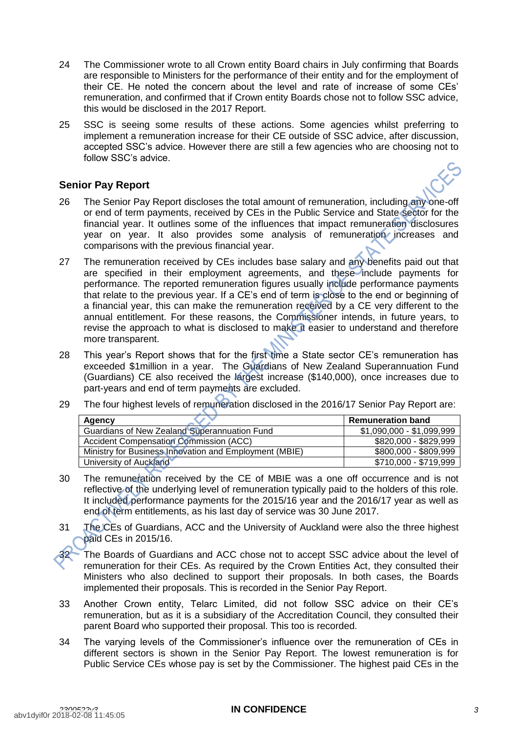24 The Commissioner wrote to all Crown entity Board chairs in July confirming that Boards are responsible to Ministers for the performance of their entity and for the employment of their CE. He noted the concern about the level and rate of increase of some CEs' remuneration, and confirmed that if Crown entity Boards chose not to follow SSC advice, this would be disclosed in the 2017 Report.

25 SSC is seeing some results of these actions. Some agencies whilst preferring to implement a remuneration increase for their CE outside of SSC advice, after discussion, accepted SSC's advice. However there are still a few agencies who are choosing not to follow SSC's advice.

### Senior Pay Report

26 The Senior Pay Report discloses the total amount of remuneration, including any one-off or end of term payments, received by CEs in the Public Service and State sector for the financial year. It outlines some of the influences that impact remuneration disclosures year on year. It also provides some analysis of remuneration increases and comparisons with the previous financial year.

27 The remuneration received by CEs includes base salary and any benefits paid out that are specified in their employment agreements, and these include payments for performance. The reported remuneration figures usually include performance payments that relate to the previous year. If a CE's end of term is close to the end or beginning of a financial year, this can make the remuneration received by a CE very different to the annual entitlement. For these reasons, the Commissioner intends, in future years, to revise the approach to what is disclosed to make it easier to understand and therefore more transparent.

28 This year's Report shows that for the first time a State sector CE's remuneration has exceeded $1million in a year. The Guardians of New Zealand Superannuation Fund (Guardians) CE also received the largest increase ($140,000), once increases due to part-years and end of term payments are excluded.

29 The four highest levels of remuneration disclosed in the 2016/17 Senior Pay Report are:

| Agency | Remuneration band |
|---|---|
| Guardians of New Zealand Superannuation Fund | $1,090,000 - $1,099,999 |
| Accident Compensation Commission (ACC) | $820,000 - $829,999 |
| Ministry for Business Innovation and Employment (MBIE) | $800,000 - $809,999 |
| University of Auckland | $710,000 - $719,999 |

30 The remuneration received by the CE of MBIE was a one off occurrence and is not reflective of the underlying level of remuneration typically paid to the holders of this role. It included performance payments for the 2015/16 year and the 2016/17 year as well as end of term entitlements, as his last day of service was 30 June 2017.

31 The CEs of Guardians, ACC and the University of Auckland were also the three highest paid CEs in 2015/16.

32 The Boards of Guardians and ACC chose not to accept SSC advice about the level of remuneration for their CEs. As required by the Crown Entities Act, they consulted their Ministers who also declined to support their proposals. In both cases, the Boards implemented their proposals. This is recorded in the Senior Pay Report.

33 Another Crown entity, Telarc Limited, did not follow SSC advice on their CE's remuneration, but as it is a subsidiary of the Accreditation Council, they consulted their parent Board who supported their proposal. This too is recorded.

34 The varying levels of the Commissioner's influence over the remuneration of CEs in different sectors is shown in the Senior Pay Report. The lowest remuneration is for Public Service CEs whose pay is set by the Commissioner. The highest paid CEs in the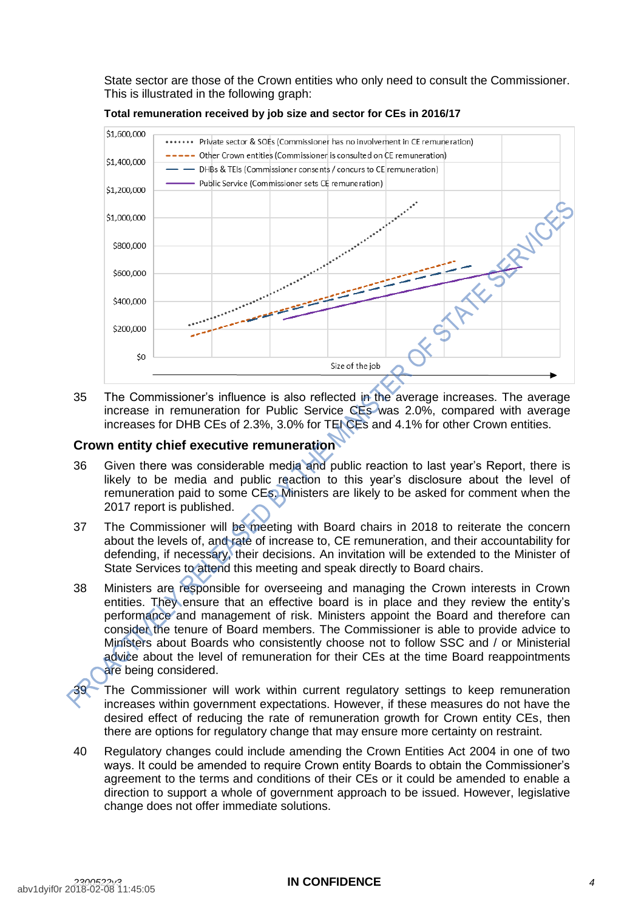State sector are those of the Crown entities who only need to consult the Commissioner. This is illustrated in the following graph:

**Total remuneration received by job size and sector for CEs in 2016/17**

35 The Commissioner's influence is also reflected in the average increases. The average increase in remuneration for Public Service CEs was 2.0%, compared with average increases for DHB CEs of 2.3%, 3.0% for TEI CEs and 4.1% for other Crown entities.

## Crown entity chief executive remuneration

36 Given there was considerable media and public reaction to last year's Report, there is likely to be media and public reaction to this year's disclosure about the level of remuneration paid to some CEs. Ministers are likely to be asked for comment when the 2017 report is published.

37 The Commissioner will be meeting with Board chairs in 2018 to reiterate the concern about the levels of, and rate of increase to, CE remuneration, and their accountability for defending, if necessary, their decisions. An invitation will be extended to the Minister of State Services to attend this meeting and speak directly to Board chairs.

38 Ministers are responsible for overseeing and managing the Crown interests in Crown entities. They ensure that an effective board is in place and they review the entity's performance and management of risk. Ministers appoint the Board and therefore can consider the tenure of Board members. The Commissioner is able to provide advice to Ministers about Boards who consistently choose not to follow SSC and / or Ministerial advice about the level of remuneration for their CEs at the time Board reappointments are being considered.

39 The Commissioner will work within current regulatory settings to keep remuneration increases within government expectations. However, if these measures do not have the desired effect of reducing the rate of remuneration growth for Crown entity CEs, then there are options for regulatory change that may ensure more certainty on restraint.

40 Regulatory changes could include amending the Crown Entities Act 2004 in one of two ways. It could be amended to require Crown entity Boards to obtain the Commissioner's agreement to the terms and conditions of their CEs or it could be amended to enable a direction to support a whole of government approach to be issued. However, legislative change does not offer immediate solutions.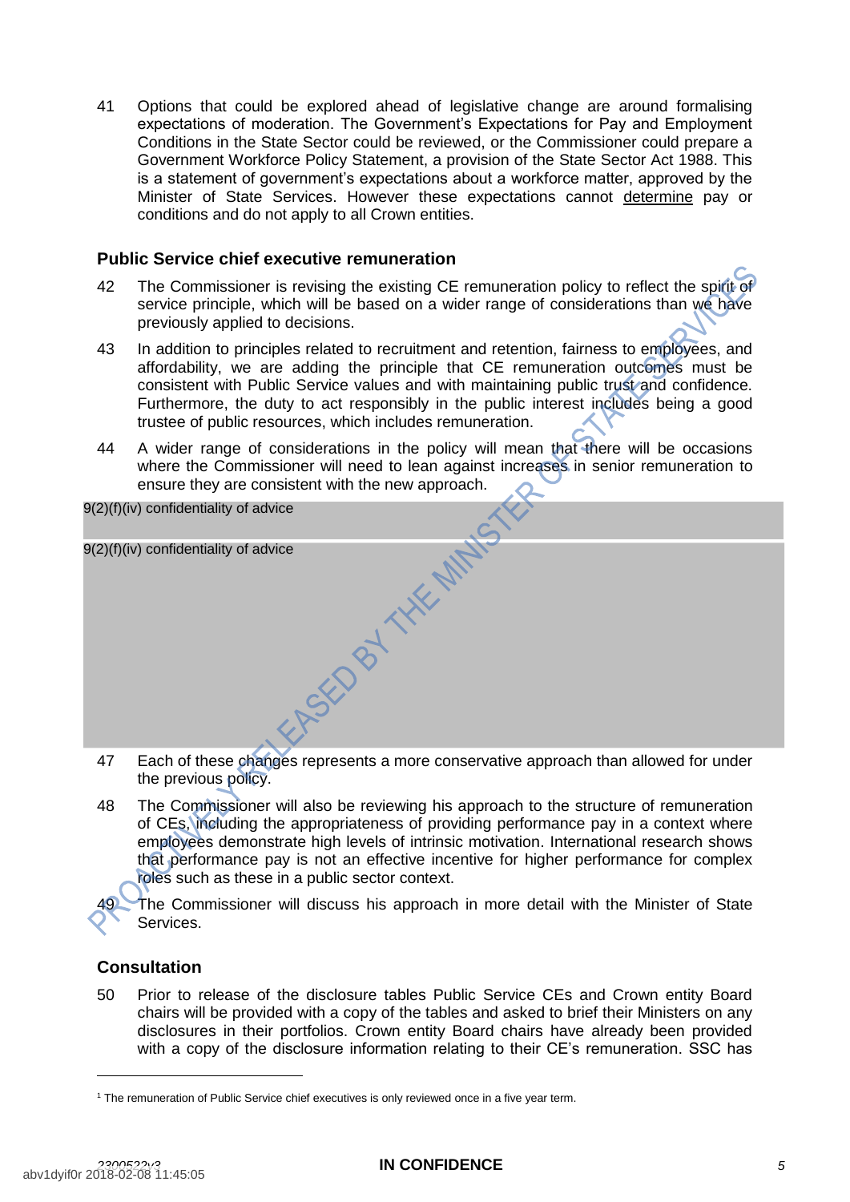41 Options that could be explored ahead of legislative change are around formalising expectations of moderation. The Government's Expectations for Pay and Employment Conditions in the State Sector could be reviewed, or the Commissioner could prepare a Government Workforce Policy Statement, a provision of the State Sector Act 1988. This is a statement of government's expectations about a workforce matter, approved by the Minister of State Services. However these expectations cannot determine pay or conditions and do not apply to all Crown entities.

### Public Service chief executive remuneration

42 The Commissioner is revising the existing CE remuneration policy to reflect the spirit of service principle, which will be based on a wider range of considerations than we have previously applied to decisions.

43 In addition to principles related to recruitment and retention, fairness to employees, and affordability, we are adding the principle that CE remuneration outcomes must be consistent with Public Service values and with maintaining public trust and confidence. Furthermore, the duty to act responsibly in the public interest includes being a good trustee of public resources, which includes remuneration.

44 A wider range of considerations in the policy will mean that there will be occasions where the Commissioner will need to lean against increases in senior remuneration to ensure they are consistent with the new approach.

9(2)(f)(iv) confidentiality of advice

9(2)(f)(iv) confidentiality of advice

47 Each of these changes represents a more conservative approach than allowed for under the previous policy.

48 The Commissioner will also be reviewing his approach to the structure of remuneration of CEs, including the appropriateness of providing performance pay in a context where employees demonstrate high levels of intrinsic motivation. International research shows that performance pay is not an effective incentive for higher performance for complex roles such as these in a public sector context.

49 The Commissioner will discuss his approach in more detail with the Minister of State Services.

### Consultation

50 Prior to release of the disclosure tables Public Service CEs and Crown entity Board chairs will be provided with a copy of the tables and asked to brief their Ministers on any disclosures in their portfolios. Crown entity Board chairs have already been provided with a copy of the disclosure information relating to their CE's remuneration. SSC has

[1] The remuneration of Public Service chief executives is only reviewed once in a five year term.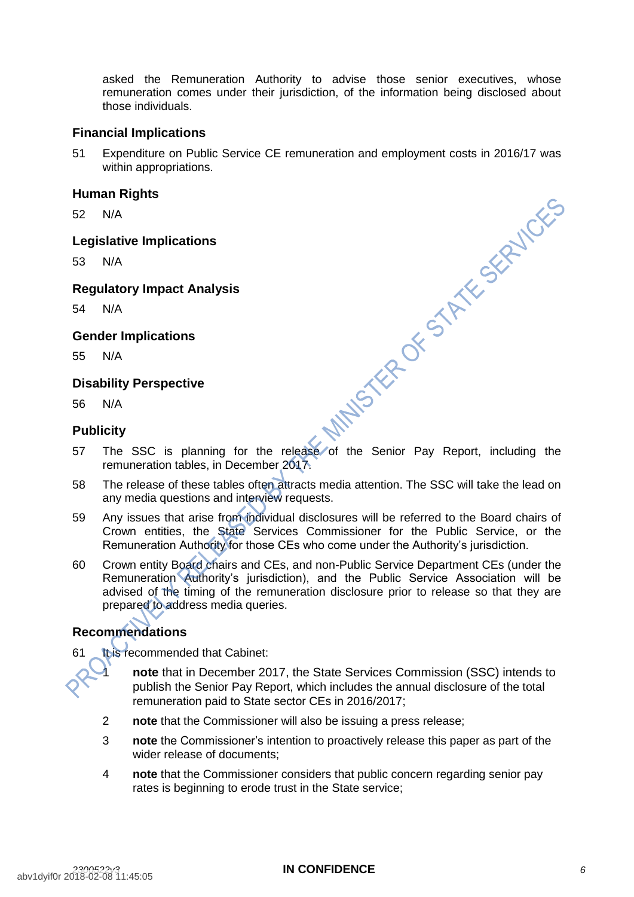asked the Remuneration Authority to advise those senior executives, whose remuneration comes under their jurisdiction, of the information being disclosed about those individuals.

## Financial Implications

51 Expenditure on Public Service CE remuneration and employment costs in 2016/17 was within appropriations.

## Human Rights

52 N/A

## Legislative Implications

53 N/A

## Regulatory Impact Analysis

54 N/A

## Gender Implications

55 N/A

## Disability Perspective

56 N/A

## Publicity

57 The SSC is planning for the release of the Senior Pay Report, including the remuneration tables, in December 2017.

58 The release of these tables often attracts media attention. The SSC will take the lead on any media questions and interview requests.

59 Any issues that arise from individual disclosures will be referred to the Board chairs of Crown entities, the State Services Commissioner for the Public Service, or the Remuneration Authority for those CEs who come under the Authority's jurisdiction.

60 Crown entity Board chairs and CEs, and non-Public Service Department CEs (under the Remuneration Authority's jurisdiction), and the Public Service Association will be advised of the timing of the remuneration disclosure prior to release so that they are prepared to address media queries.

## Recommendations

61 It is recommended that Cabinet:

1 **note** that in December 2017, the State Services Commission (SSC) intends to publish the Senior Pay Report, which includes the annual disclosure of the total remuneration paid to State sector CEs in 2016/2017;

2 **note** that the Commissioner will also be issuing a press release;

3 **note** the Commissioner's intention to proactively release this paper as part of the wider release of documents;

4 **note** that the Commissioner considers that public concern regarding senior pay rates is beginning to erode trust in the State service;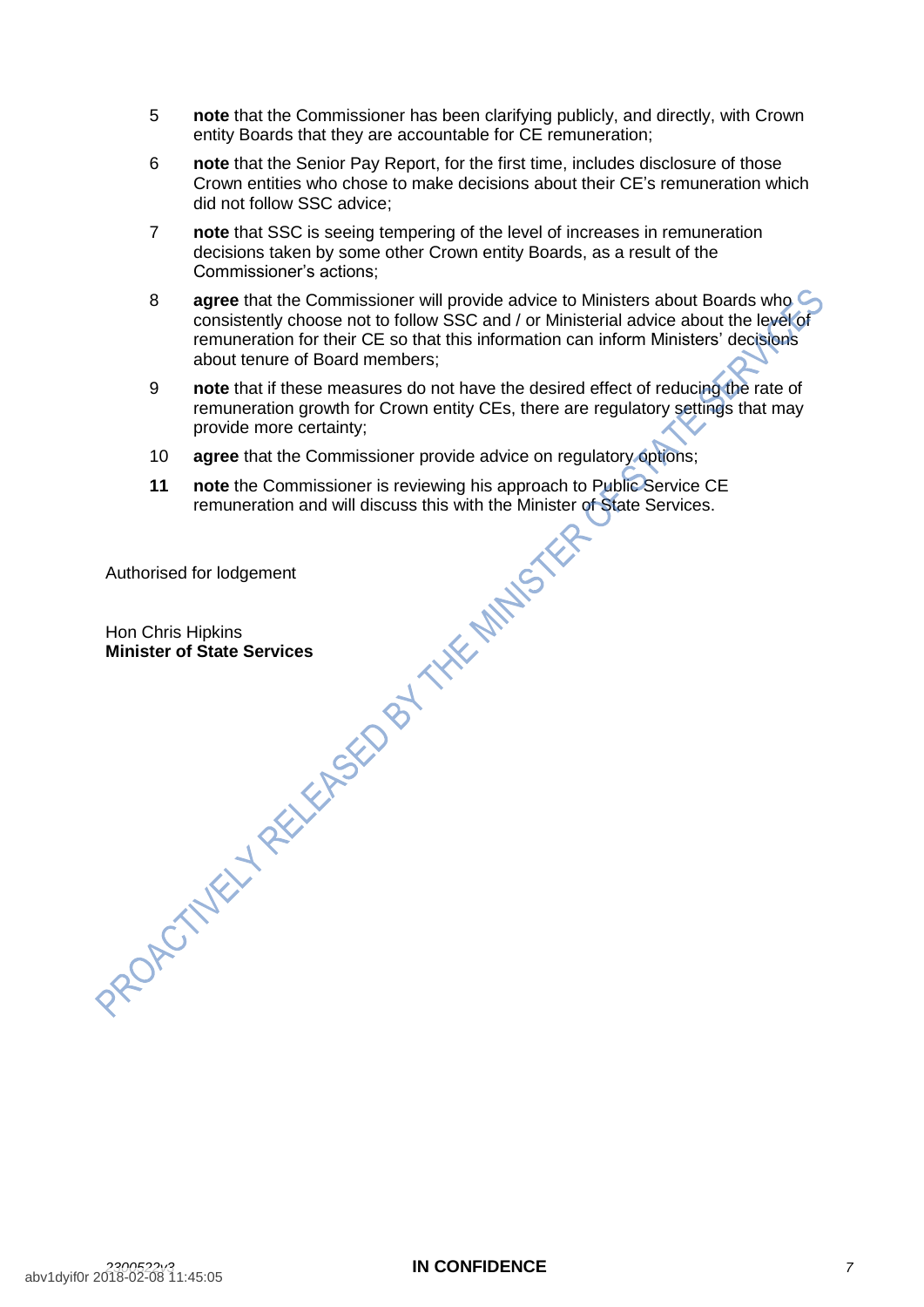5 **note** that the Commissioner has been clarifying publicly, and directly, with Crown entity Boards that they are accountable for CE remuneration;

6 **note** that the Senior Pay Report, for the first time, includes disclosure of those Crown entities who chose to make decisions about their CE's remuneration which did not follow SSC advice;

7 **note** that SSC is seeing tempering of the level of increases in remuneration decisions taken by some other Crown entity Boards, as a result of the Commissioner's actions;

8 **agree** that the Commissioner will provide advice to Ministers about Boards who consistently choose not to follow SSC and / or Ministerial advice about the level of remuneration for their CE so that this information can inform Ministers' decisions about tenure of Board members;

9 **note** that if these measures do not have the desired effect of reducing the rate of remuneration growth for Crown entity CEs, there are regulatory settings that may provide more certainty;

10 **agree** that the Commissioner provide advice on regulatory options;

**11** **note** the Commissioner is reviewing his approach to Public Service CE remuneration and will discuss this with the Minister of State Services.

Authorised for lodgement

Hon Chris Hipkins
**Minister of State Services**

PROACTIVELY RELEASED BY THE MINISTER OF STATE SERVICES

IN CONFIDENCE